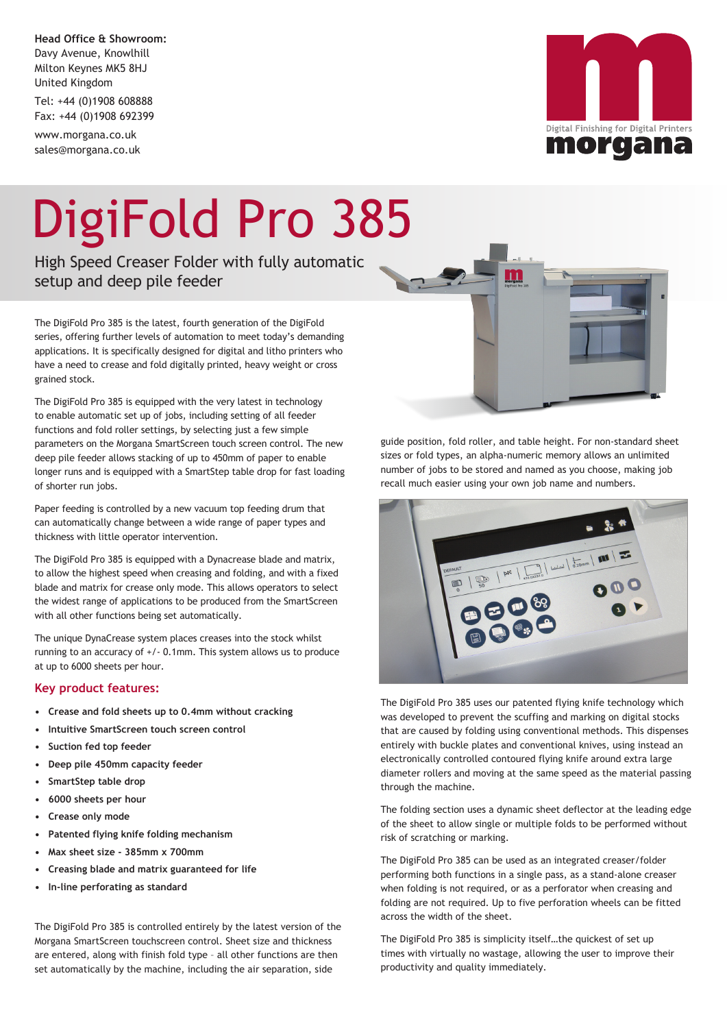**Head Office & Showroom:**
Davy Avenue, Knowlhill
Milton Keynes MK5 8HJ
United Kingdom

Tel: +44 (0)1908 608888
Fax: +44 (0)1908 692399

www.morgana.co.uk
sales@morgana.co.uk

Digital Finishing for Digital Printers
morgana

# DigiFold Pro 385

## High Speed Creaser Folder with fully automatic setup and deep pile feeder

The DigiFold Pro 385 is the latest, fourth generation of the DigiFold series, offering further levels of automation to meet today's demanding applications. It is specifically designed for digital and litho printers who have a need to crease and fold digitally printed, heavy weight or cross grained stock.

The DigiFold Pro 385 is equipped with the very latest in technology to enable automatic set up of jobs, including setting of all feeder functions and fold roller settings, by selecting just a few simple parameters on the Morgana SmartScreen touch screen control. The new deep pile feeder allows stacking of up to 450mm of paper to enable longer runs and is equipped with a SmartStep table drop for fast loading of shorter run jobs.

Paper feeding is controlled by a new vacuum top feeding drum that can automatically change between a wide range of paper types and thickness with little operator intervention.

The DigiFold Pro 385 is equipped with a Dynacrease blade and matrix, to allow the highest speed when creasing and folding, and with a fixed blade and matrix for crease only mode. This allows operators to select the widest range of applications to be produced from the SmartScreen with all other functions being set automatically.

The unique DynaCrease system places creases into the stock whilst running to an accuracy of +/- 0.1mm. This system allows us to produce at up to 6000 sheets per hour.

### Key product features:

- **Crease and fold sheets up to 0.4mm without cracking**
- **Intuitive SmartScreen touch screen control**
- **Suction fed top feeder**
- **Deep pile 450mm capacity feeder**
- **SmartStep table drop**
- **6000 sheets per hour**
- **Crease only mode**
- **Patented flying knife folding mechanism**
- **Max sheet size - 385mm x 700mm**
- **Creasing blade and matrix guaranteed for life**
- **In-line perforating as standard**

The DigiFold Pro 385 is controlled entirely by the latest version of the Morgana SmartScreen touchscreen control. Sheet size and thickness are entered, along with finish fold type – all other functions are then set automatically by the machine, including the air separation, side guide position, fold roller, and table height. For non-standard sheet sizes or fold types, an alpha-numeric memory allows an unlimited number of jobs to be stored and named as you choose, making job recall much easier using your own job name and numbers.

The DigiFold Pro 385 uses our patented flying knife technology which was developed to prevent the scuffing and marking on digital stocks that are caused by folding using conventional methods. This dispenses entirely with buckle plates and conventional knives, using instead an electronically controlled contoured flying knife around extra large diameter rollers and moving at the same speed as the material passing through the machine.

The folding section uses a dynamic sheet deflector at the leading edge of the sheet to allow single or multiple folds to be performed without risk of scratching or marking.

The DigiFold Pro 385 can be used as an integrated creaser/folder performing both functions in a single pass, as a stand-alone creaser when folding is not required, or as a perforator when creasing and folding are not required. Up to five perforation wheels can be fitted across the width of the sheet.

The DigiFold Pro 385 is simplicity itself…the quickest of set up times with virtually no wastage, allowing the user to improve their productivity and quality immediately.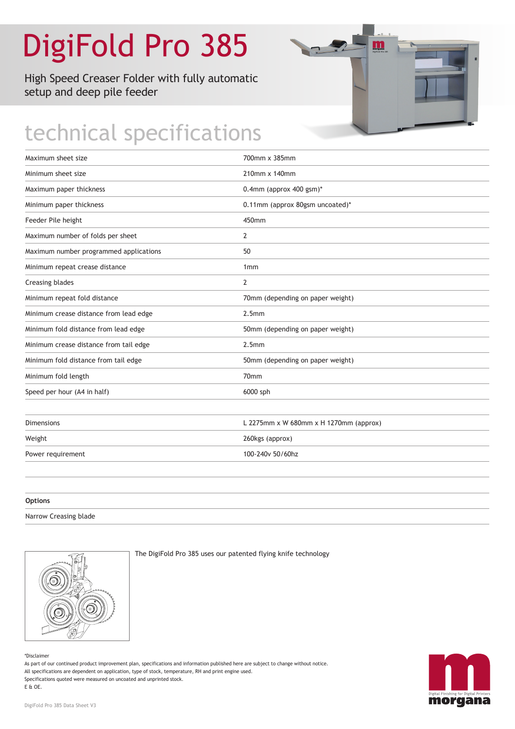# DigiFold Pro 385

High Speed Creaser Folder with fully automatic setup and deep pile feeder

## technical specifications

| | |
|---|---|
| Maximum sheet size | 700mm x 385mm |
| Minimum sheet size | 210mm x 140mm |
| Maximum paper thickness | 0.4mm (approx 400 gsm)* |
| Minimum paper thickness | 0.11mm (approx 80gsm uncoated)* |
| Feeder Pile height | 450mm |
| Maximum number of folds per sheet | 2 |
| Maximum number programmed applications | 50 |
| Minimum repeat crease distance | 1mm |
| Creasing blades | 2 |
| Minimum repeat fold distance | 70mm (depending on paper weight) |
| Minimum crease distance from lead edge | 2.5mm |
| Minimum fold distance from lead edge | 50mm (depending on paper weight) |
| Minimum crease distance from tail edge | 2.5mm |
| Minimum fold distance from tail edge | 50mm (depending on paper weight) |
| Minimum fold length | 70mm |
| Speed per hour (A4 in half) | 6000 sph |

| | |
|---|---|
| Dimensions | L 2275mm x W 680mm x H 1270mm (approx) |
| Weight | 260kgs (approx) |
| Power requirement | 100-240v 50/60hz |

**Options**

Narrow Creasing blade

The DigiFold Pro 385 uses our patented flying knife technology

*Disclaimer
As part of our continued product improvement plan, specifications and information published here are subject to change without notice.
All specifications are dependent on application, type of stock, temperature, RH and print engine used.
Specifications quoted were measured on uncoated and unprinted stock.
E & OE.

Digital Finishing for Digital Printers
morgana

DigiFold Pro 385 Data Sheet V3